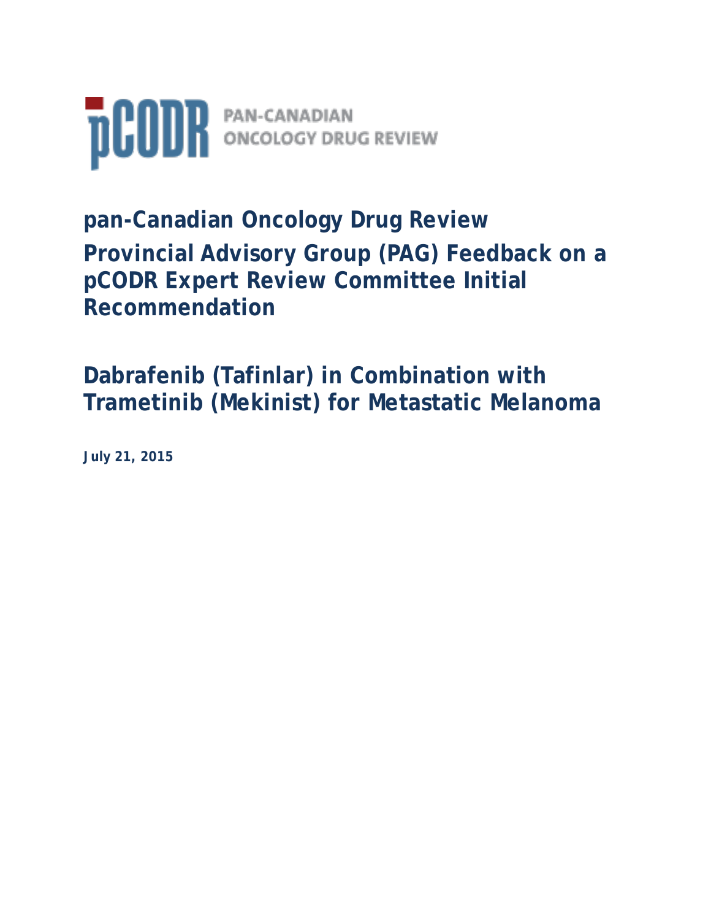pCODR PAN-CANADIAN ONCOLOGY DRUG REVIEW

# pan-Canadian Oncology Drug Review

# Provincial Advisory Group (PAG) Feedback on a pCODR Expert Review Committee Initial Recommendation

# Dabrafenib (Tafinlar) in Combination with Trametinib (Mekinist) for Metastatic Melanoma

**July 21, 2015**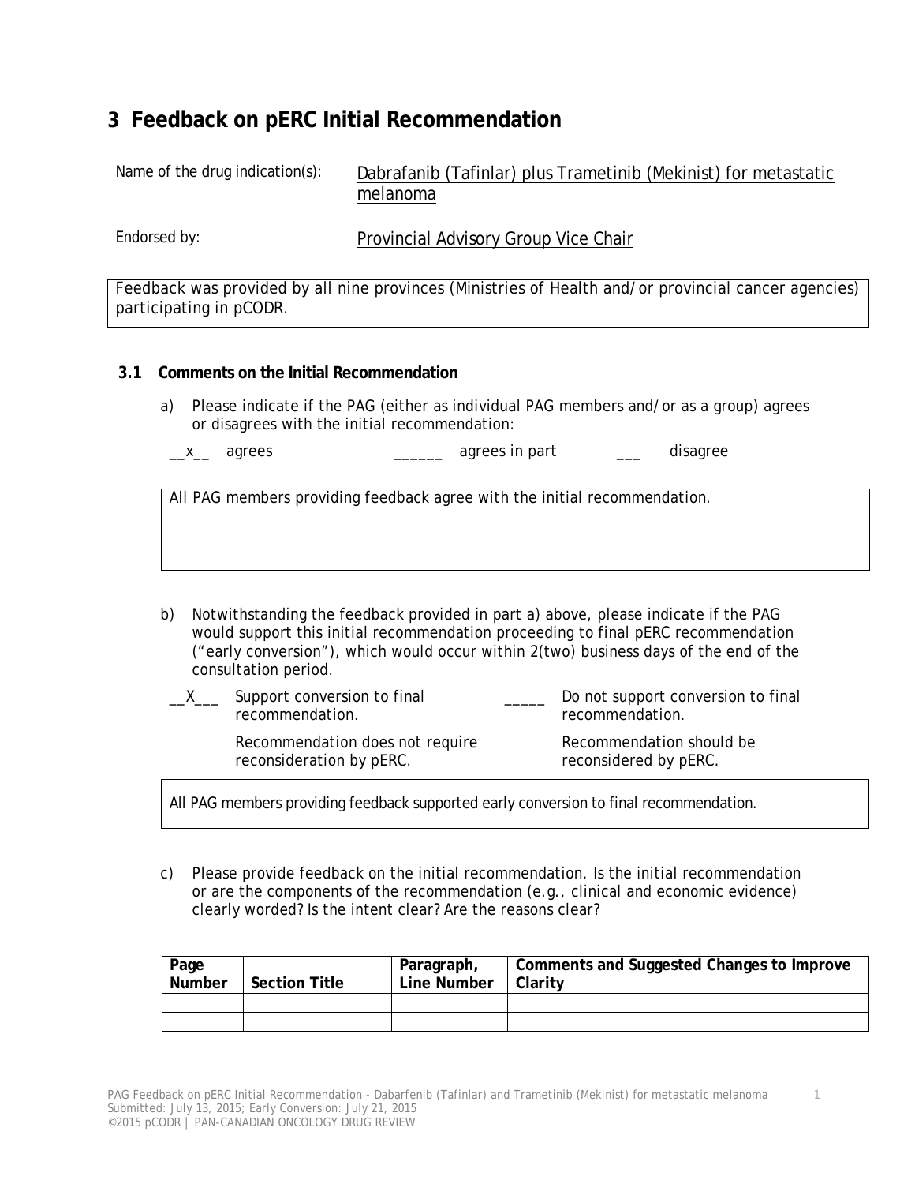# 3 Feedback on pERC Initial Recommendation

Name of the drug indication(s): Dabrafanib (Tafinlar) plus Trametinib (Mekinist) for metastatic melanoma

Endorsed by: Provincial Advisory Group Vice Chair

Feedback was provided by all nine provinces (Ministries of Health and/or provincial cancer agencies) participating in pCODR.

### 3.1 Comments on the Initial Recommendation

a) Please indicate if the PAG (either as individual PAG members and/or as a group) agrees or disagrees with the initial recommendation:

__x__ agrees ______ agrees in part ___ disagree

All PAG members providing feedback agree with the initial recommendation.

b) Notwithstanding the feedback provided in part a) above, please indicate if the PAG would support this initial recommendation proceeding to final pERC recommendation ("early conversion"), which would occur within 2(two) business days of the end of the consultation period.

__X___ Support conversion to final recommendation.

Recommendation does not require reconsideration by pERC.

_____ Do not support conversion to final recommendation.

Recommendation should be reconsidered by pERC.

All PAG members providing feedback supported early conversion to final recommendation.

c) Please provide feedback on the initial recommendation. Is the initial recommendation or are the components of the recommendation (e.g., clinical and economic evidence) clearly worded? Is the intent clear? Are the reasons clear?

| Page Number | Section Title | Paragraph, Line Number | Comments and Suggested Changes to Improve Clarity |
|---|---|---|---|
| | | | |
| | | | |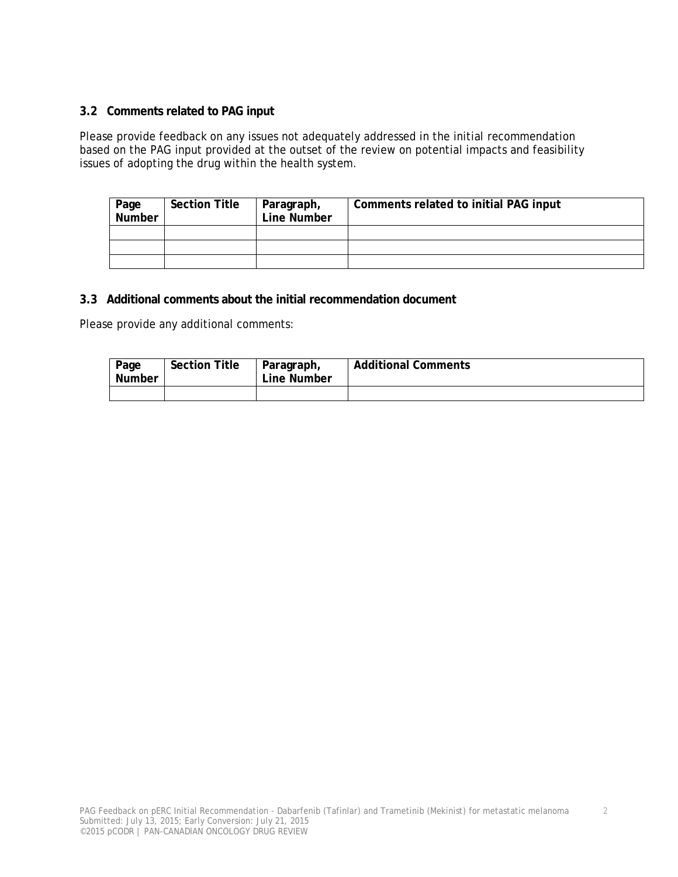### 3.2 Comments related to PAG input

Please provide feedback on any issues not adequately addressed in the initial recommendation based on the PAG input provided at the outset of the review on potential impacts and feasibility issues of adopting the drug within the health system.

| Page Number | Section Title | Paragraph, Line Number | Comments related to initial PAG input |
|---|---|---|---|
| | | | |
| | | | |
| | | | |

### 3.3 Additional comments about the initial recommendation document

Please provide any additional comments:

| Page Number | Section Title | Paragraph, Line Number | Additional Comments |
|---|---|---|---|
| | | | |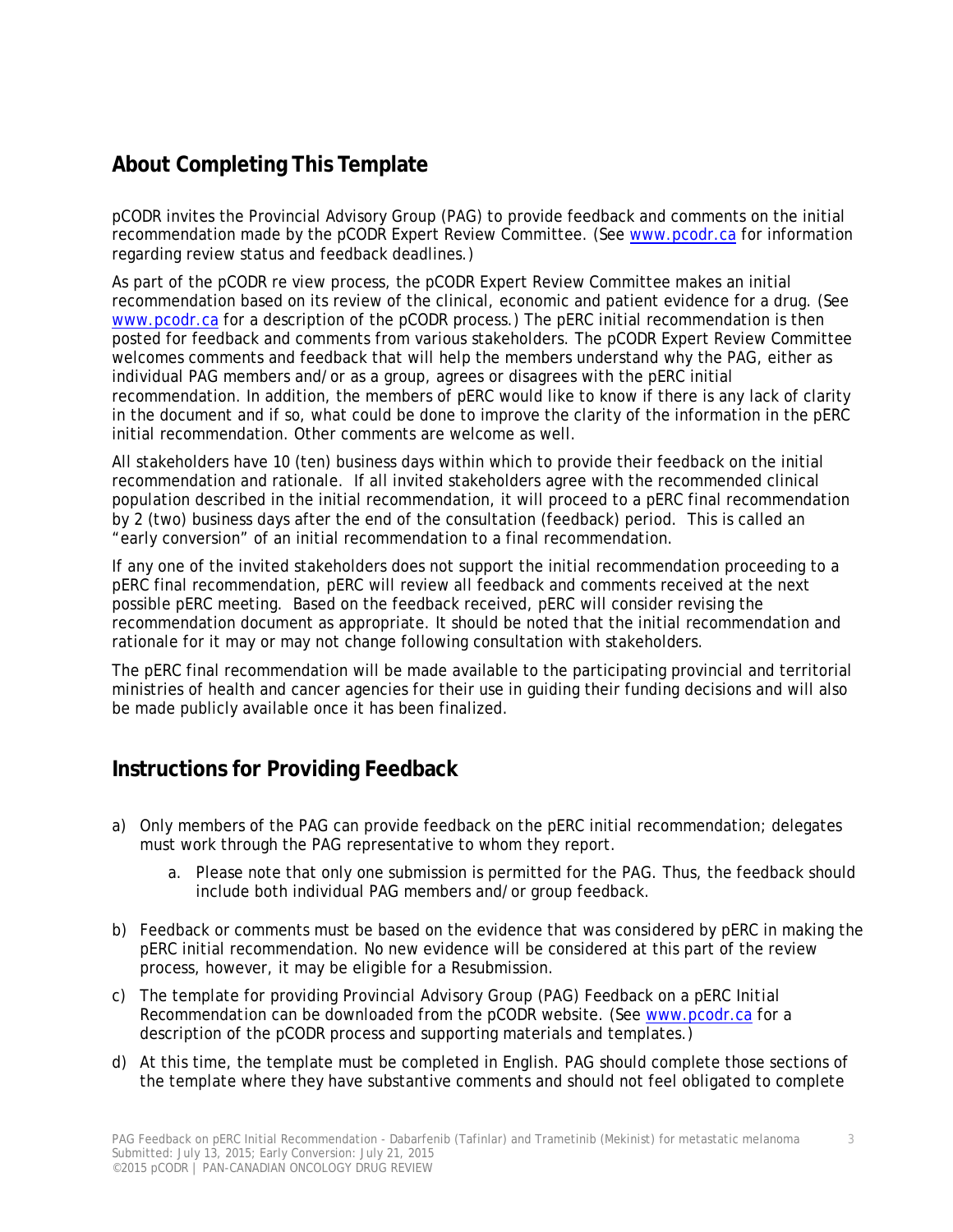## About Completing This Template

pCODR invites the Provincial Advisory Group (PAG) to provide feedback and comments on the initial recommendation made by the pCODR Expert Review Committee. (See www.pcodr.ca for information regarding review status and feedback deadlines.)

As part of the pCODR re view process, the pCODR Expert Review Committee makes an initial recommendation based on its review of the clinical, economic and patient evidence for a drug. (See www.pcodr.ca for a description of the pCODR process.) The pERC initial recommendation is then posted for feedback and comments from various stakeholders. The pCODR Expert Review Committee welcomes comments and feedback that will help the members understand why the PAG, either as individual PAG members and/or as a group, agrees or disagrees with the pERC initial recommendation. In addition, the members of pERC would like to know if there is any lack of clarity in the document and if so, what could be done to improve the clarity of the information in the pERC initial recommendation. Other comments are welcome as well.

All stakeholders have 10 (ten) business days within which to provide their feedback on the initial recommendation and rationale. If all invited stakeholders agree with the recommended clinical population described in the initial recommendation, it will proceed to a pERC final recommendation by 2 (two) business days after the end of the consultation (feedback) period. This is called an "early conversion" of an initial recommendation to a final recommendation.

If any one of the invited stakeholders does not support the initial recommendation proceeding to a pERC final recommendation, pERC will review all feedback and comments received at the next possible pERC meeting. Based on the feedback received, pERC will consider revising the recommendation document as appropriate. It should be noted that the initial recommendation and rationale for it may or may not change following consultation with stakeholders.

The pERC final recommendation will be made available to the participating provincial and territorial ministries of health and cancer agencies for their use in guiding their funding decisions and will also be made publicly available once it has been finalized.

## Instructions for Providing Feedback

a) Only members of the PAG can provide feedback on the pERC initial recommendation; delegates must work through the PAG representative to whom they report.
   a. Please note that only one submission is permitted for the PAG. Thus, the feedback should include both individual PAG members and/or group feedback.
b) Feedback or comments must be based on the evidence that was considered by pERC in making the pERC initial recommendation. No new evidence will be considered at this part of the review process, however, it may be eligible for a Resubmission.
c) The template for providing Provincial Advisory Group (PAG) Feedback on a pERC Initial Recommendation can be downloaded from the pCODR website. (See www.pcodr.ca for a description of the pCODR process and supporting materials and templates.)
d) At this time, the template must be completed in English. PAG should complete those sections of the template where they have substantive comments and should not feel obligated to complete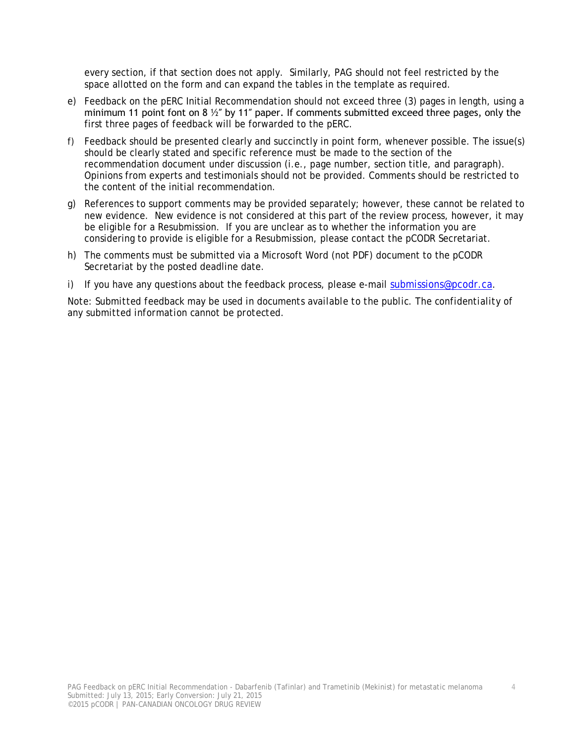every section, if that section does not apply. Similarly, PAG should not feel restricted by the space allotted on the form and can expand the tables in the template as required.

e) Feedback on the pERC Initial Recommendation should not exceed three (3) pages in length, using a minimum 11 point font on 8 ½" by 11" paper. If comments submitted exceed three pages, only the first three pages of feedback will be forwarded to the pERC.

f) Feedback should be presented clearly and succinctly in point form, whenever possible. The issue(s) should be clearly stated and specific reference must be made to the section of the recommendation document under discussion (i.e., page number, section title, and paragraph). Opinions from experts and testimonials should not be provided. Comments should be restricted to the content of the initial recommendation.

g) References to support comments may be provided separately; however, these cannot be related to new evidence. New evidence is not considered at this part of the review process, however, it may be eligible for a Resubmission. If you are unclear as to whether the information you are considering to provide is eligible for a Resubmission, please contact the pCODR Secretariat.

h) The comments must be submitted via a Microsoft Word (not PDF) document to the pCODR Secretariat by the posted deadline date.

i) If you have any questions about the feedback process, please e-mail submissions@pcodr.ca.

*Note: Submitted feedback may be used in documents available to the public. The confidentiality of any submitted information cannot be protected.*